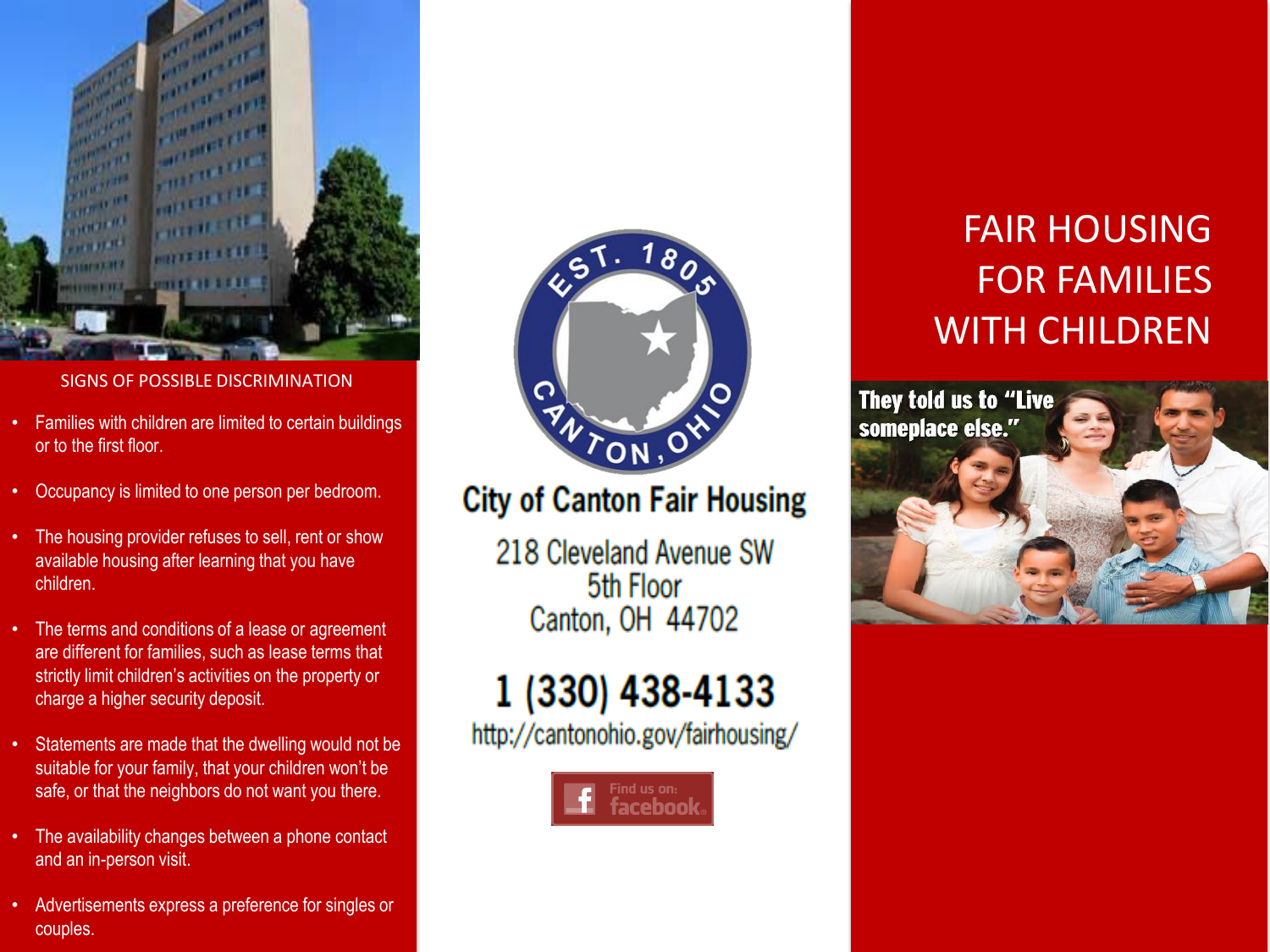## SIGNS OF POSSIBLE DISCRIMINATION

- Families with children are limited to certain buildings or to the first floor.
- Occupancy is limited to one person per bedroom.
- The housing provider refuses to sell, rent or show available housing after learning that you have children.
- The terms and conditions of a lease or agreement are different for families, such as lease terms that strictly limit children's activities on the property or charge a higher security deposit.
- Statements are made that the dwelling would not be suitable for your family, that your children won't be safe, or that the neighbors do not want you there.
- The availability changes between a phone contact and an in-person visit.
- Advertisements express a preference for singles or couples.

**City of Canton Fair Housing**

218 Cleveland Avenue SW
5th Floor
Canton, OH 44702

**1 (330) 438-4133**

http://cantonohio.gov/fairhousing/

Find us on: facebook

# FAIR HOUSING FOR FAMILIES WITH CHILDREN

**They told us to "Live someplace else."**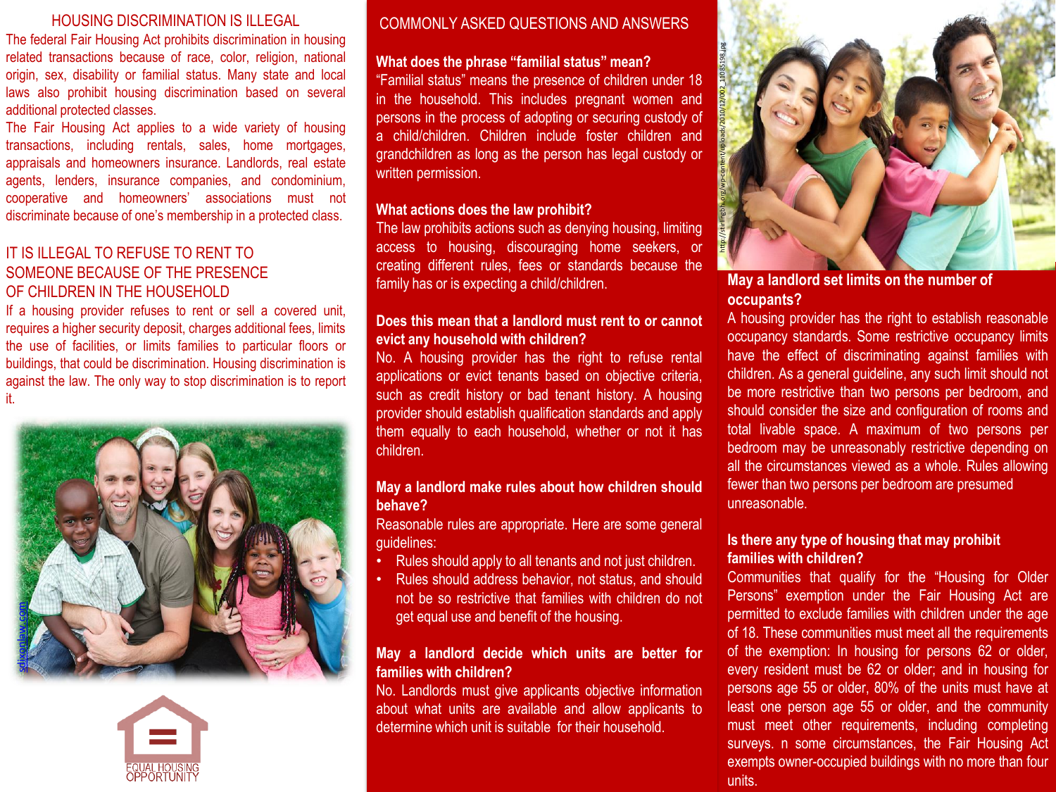## HOUSING DISCRIMINATION IS ILLEGAL

The federal Fair Housing Act prohibits discrimination in housing related transactions because of race, color, religion, national origin, sex, disability or familial status. Many state and local laws also prohibit housing discrimination based on several additional protected classes.

The Fair Housing Act applies to a wide variety of housing transactions, including rentals, sales, home mortgages, appraisals and homeowners insurance. Landlords, real estate agents, lenders, insurance companies, and condominium, cooperative and homeowners' associations must not discriminate because of one's membership in a protected class.

## IT IS ILLEGAL TO REFUSE TO RENT TO SOMEONE BECAUSE OF THE PRESENCE OF CHILDREN IN THE HOUSEHOLD

If a housing provider refuses to rent or sell a covered unit, requires a higher security deposit, charges additional fees, limits the use of facilities, or limits families to particular floors or buildings, that could be discrimination. Housing discrimination is against the law. The only way to stop discrimination is to report it.

sdixonlaw.com

EQUAL HOUSING OPPORTUNITY

## COMMONLY ASKED QUESTIONS AND ANSWERS

**What does the phrase "familial status" mean?**

"Familial status" means the presence of children under 18 in the household. This includes pregnant women and persons in the process of adopting or securing custody of a child/children. Children include foster children and grandchildren as long as the person has legal custody or written permission.

**What actions does the law prohibit?**

The law prohibits actions such as denying housing, limiting access to housing, discouraging home seekers, or creating different rules, fees or standards because the family has or is expecting a child/children.

**Does this mean that a landlord must rent to or cannot evict any household with children?**

No. A housing provider has the right to refuse rental applications or evict tenants based on objective criteria, such as credit history or bad tenant history. A housing provider should establish qualification standards and apply them equally to each household, whether or not it has children.

**May a landlord make rules about how children should behave?**

Reasonable rules are appropriate. Here are some general guidelines:

- Rules should apply to all tenants and not just children.
- Rules should address behavior, not status, and should not be so restrictive that families with children do not get equal use and benefit of the housing.

**May a landlord decide which units are better for families with children?**

No. Landlords must give applicants objective information about what units are available and allow applicants to determine which unit is suitable for their household.

http://stirlingbhu.org/wp-content/uploads/2010/12/007_11085198.jpg

**May a landlord set limits on the number of occupants?**

A housing provider has the right to establish reasonable occupancy standards. Some restrictive occupancy limits have the effect of discriminating against families with children. As a general guideline, any such limit should not be more restrictive than two persons per bedroom, and should consider the size and configuration of rooms and total livable space. A maximum of two persons per bedroom may be unreasonably restrictive depending on all the circumstances viewed as a whole. Rules allowing fewer than two persons per bedroom are presumed unreasonable.

**Is there any type of housing that may prohibit families with children?**

Communities that qualify for the "Housing for Older Persons" exemption under the Fair Housing Act are permitted to exclude families with children under the age of 18. These communities must meet all the requirements of the exemption: In housing for persons 62 or older, every resident must be 62 or older; and in housing for persons age 55 or older, 80% of the units must have at least one person age 55 or older, and the community must meet other requirements, including completing surveys. n some circumstances, the Fair Housing Act exempts owner-occupied buildings with no more than four units.